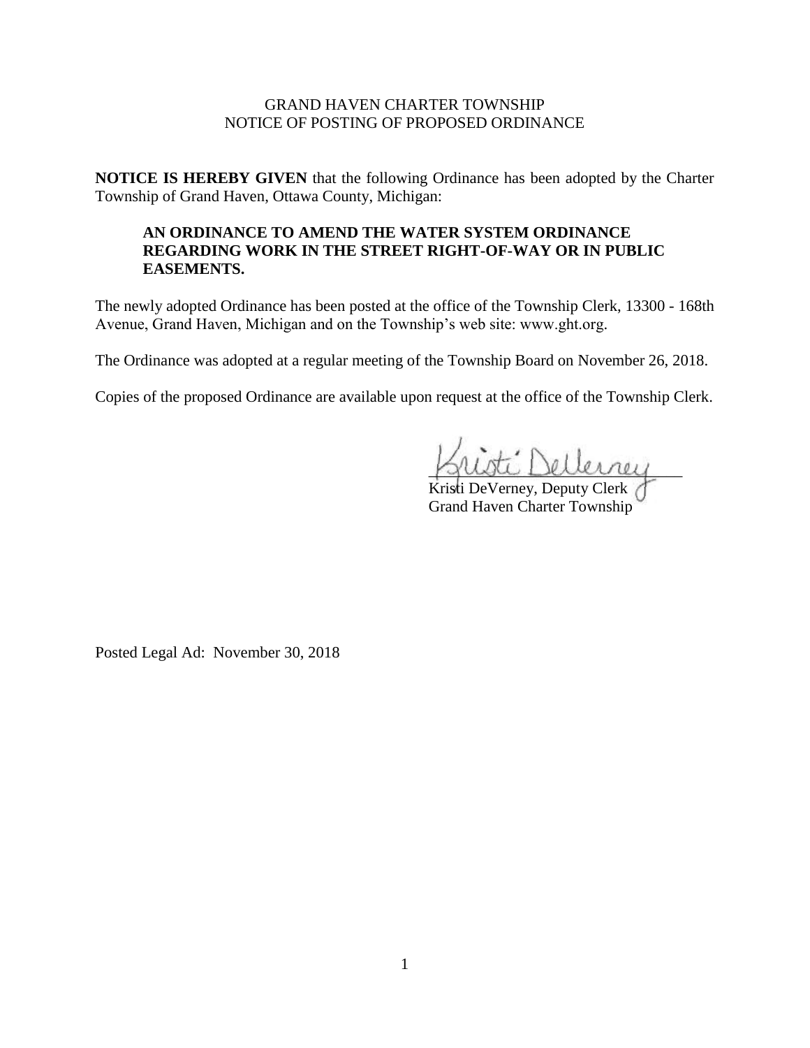GRAND HAVEN CHARTER TOWNSHIP
NOTICE OF POSTING OF PROPOSED ORDINANCE

**NOTICE IS HEREBY GIVEN** that the following Ordinance has been adopted by the Charter Township of Grand Haven, Ottawa County, Michigan:

> **AN ORDINANCE TO AMEND THE WATER SYSTEM ORDINANCE REGARDING WORK IN THE STREET RIGHT-OF-WAY OR IN PUBLIC EASEMENTS.**

The newly adopted Ordinance has been posted at the office of the Township Clerk, 13300 - 168th Avenue, Grand Haven, Michigan and on the Township's web site: www.ght.org.

The Ordinance was adopted at a regular meeting of the Township Board on November 26, 2018.

Copies of the proposed Ordinance are available upon request at the office of the Township Clerk.

Kristi DeVerney, Deputy Clerk
Grand Haven Charter Township

Posted Legal Ad: November 30, 2018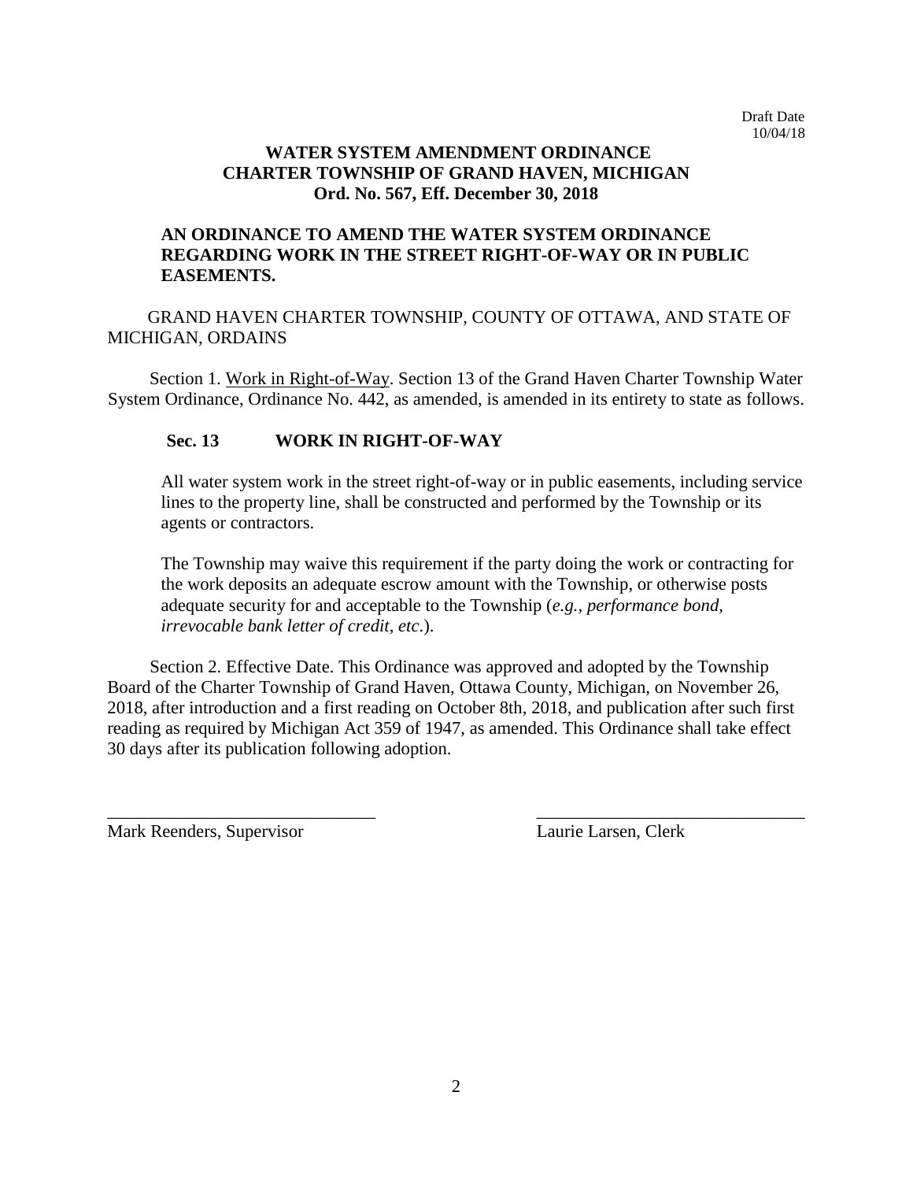Draft Date
10/04/18

**WATER SYSTEM AMENDMENT ORDINANCE**
**CHARTER TOWNSHIP OF GRAND HAVEN, MICHIGAN**
**Ord. No. 567, Eff. December 30, 2018**

**AN ORDINANCE TO AMEND THE WATER SYSTEM ORDINANCE REGARDING WORK IN THE STREET RIGHT-OF-WAY OR IN PUBLIC EASEMENTS.**

GRAND HAVEN CHARTER TOWNSHIP, COUNTY OF OTTAWA, AND STATE OF MICHIGAN, ORDAINS

Section 1. <u>Work in Right-of-Way</u>. Section 13 of the Grand Haven Charter Township Water System Ordinance, Ordinance No. 442, as amended, is amended in its entirety to state as follows.

**Sec. 13 WORK IN RIGHT-OF-WAY**

All water system work in the street right-of-way or in public easements, including service lines to the property line, shall be constructed and performed by the Township or its agents or contractors.

The Township may waive this requirement if the party doing the work or contracting for the work deposits an adequate escrow amount with the Township, or otherwise posts adequate security for and acceptable to the Township (*e.g., performance bond, irrevocable bank letter of credit, etc*.).

Section 2. Effective Date. This Ordinance was approved and adopted by the Township Board of the Charter Township of Grand Haven, Ottawa County, Michigan, on November 26, 2018, after introduction and a first reading on October 8th, 2018, and publication after such first reading as required by Michigan Act 359 of 1947, as amended. This Ordinance shall take effect 30 days after its publication following adoption.

\_\_\_\_\_\_\_\_\_\_\_\_\_\_\_\_\_\_\_\_\_\_\_\_\_\_\_\_\_\_
Mark Reenders, Supervisor

\_\_\_\_\_\_\_\_\_\_\_\_\_\_\_\_\_\_\_\_\_\_\_\_\_\_\_\_\_\_
Laurie Larsen, Clerk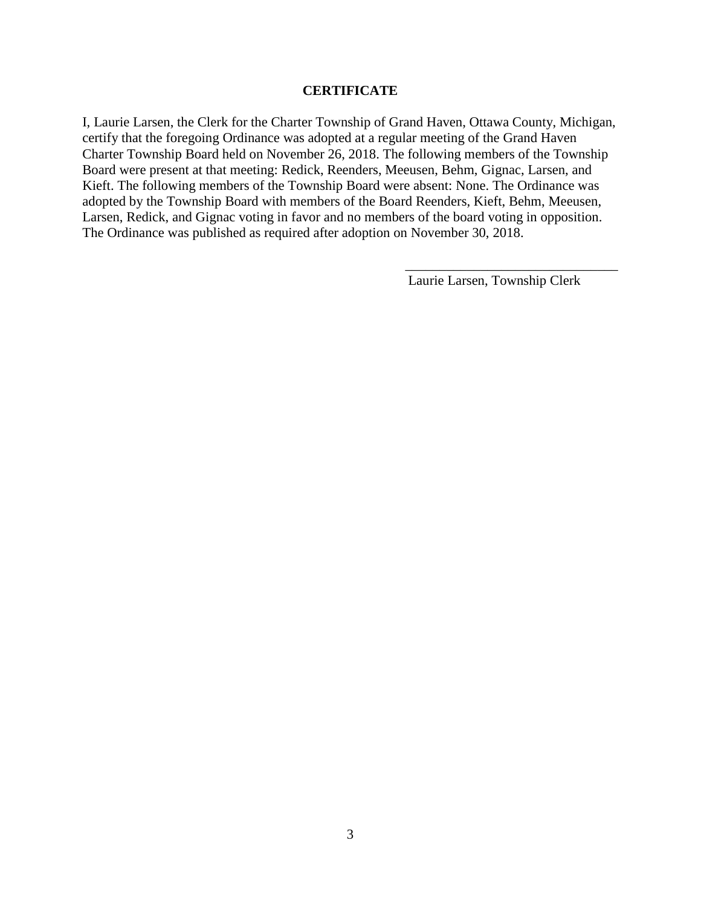**CERTIFICATE**

I, Laurie Larsen, the Clerk for the Charter Township of Grand Haven, Ottawa County, Michigan, certify that the foregoing Ordinance was adopted at a regular meeting of the Grand Haven Charter Township Board held on November 26, 2018. The following members of the Township Board were present at that meeting: Redick, Reenders, Meeusen, Behm, Gignac, Larsen, and Kieft. The following members of the Township Board were absent: None. The Ordinance was adopted by the Township Board with members of the Board Reenders, Kieft, Behm, Meeusen, Larsen, Redick, and Gignac voting in favor and no members of the board voting in opposition. The Ordinance was published as required after adoption on November 30, 2018.

\_\_\_\_\_\_\_\_\_\_\_\_\_\_\_\_\_\_\_\_\_\_\_\_\_\_\_\_\_\_\_\_

Laurie Larsen, Township Clerk